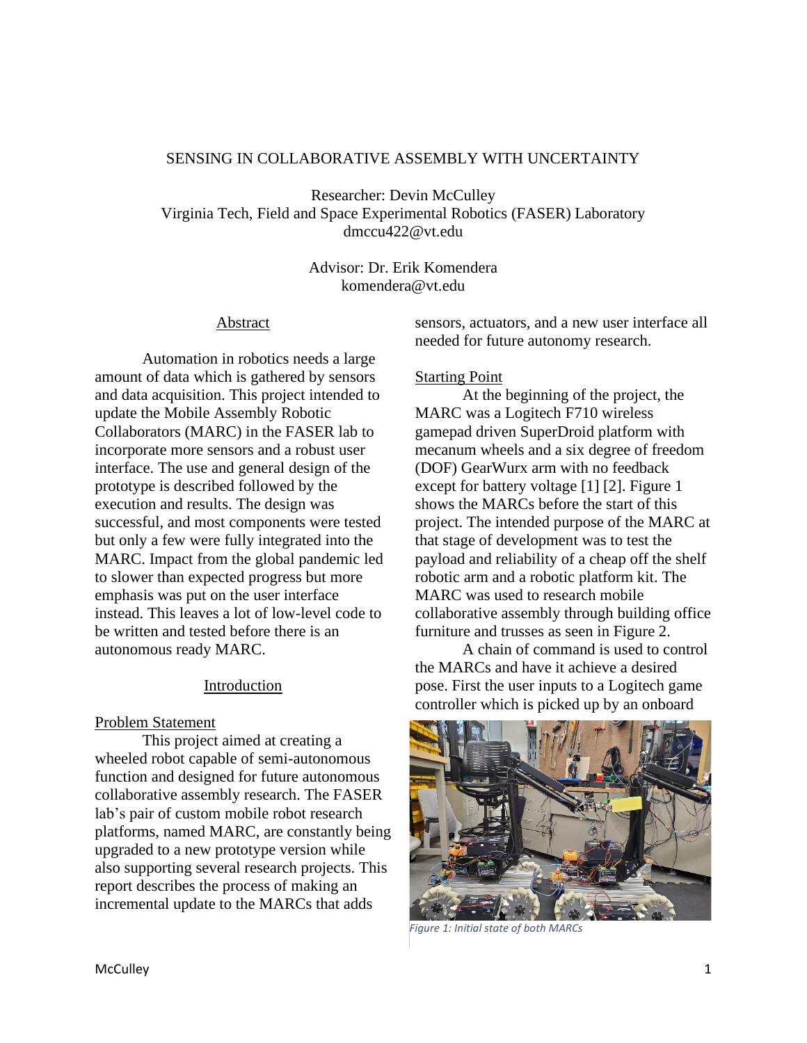SENSING IN COLLABORATIVE ASSEMBLY WITH UNCERTAINTY

Researcher: Devin McCulley
Virginia Tech, Field and Space Experimental Robotics (FASER) Laboratory
dmccu422@vt.edu

Advisor: Dr. Erik Komendera
komendera@vt.edu

## Abstract

Automation in robotics needs a large amount of data which is gathered by sensors and data acquisition. This project intended to update the Mobile Assembly Robotic Collaborators (MARC) in the FASER lab to incorporate more sensors and a robust user interface. The use and general design of the prototype is described followed by the execution and results. The design was successful, and most components were tested but only a few were fully integrated into the MARC. Impact from the global pandemic led to slower than expected progress but more emphasis was put on the user interface instead. This leaves a lot of low-level code to be written and tested before there is an autonomous ready MARC.

## Introduction

### Problem Statement

This project aimed at creating a wheeled robot capable of semi-autonomous function and designed for future autonomous collaborative assembly research. The FASER lab's pair of custom mobile robot research platforms, named MARC, are constantly being upgraded to a new prototype version while also supporting several research projects. This report describes the process of making an incremental update to the MARCs that adds sensors, actuators, and a new user interface all needed for future autonomy research.

### Starting Point

At the beginning of the project, the MARC was a Logitech F710 wireless gamepad driven SuperDroid platform with mecanum wheels and a six degree of freedom (DOF) GearWurx arm with no feedback except for battery voltage [1] [2]. Figure 1 shows the MARCs before the start of this project. The intended purpose of the MARC at that stage of development was to test the payload and reliability of a cheap off the shelf robotic arm and a robotic platform kit. The MARC was used to research mobile collaborative assembly through building office furniture and trusses as seen in Figure 2.

A chain of command is used to control the MARCs and have it achieve a desired pose. First the user inputs to a Logitech game controller which is picked up by an onboard

*Figure 1: Initial state of both MARCs*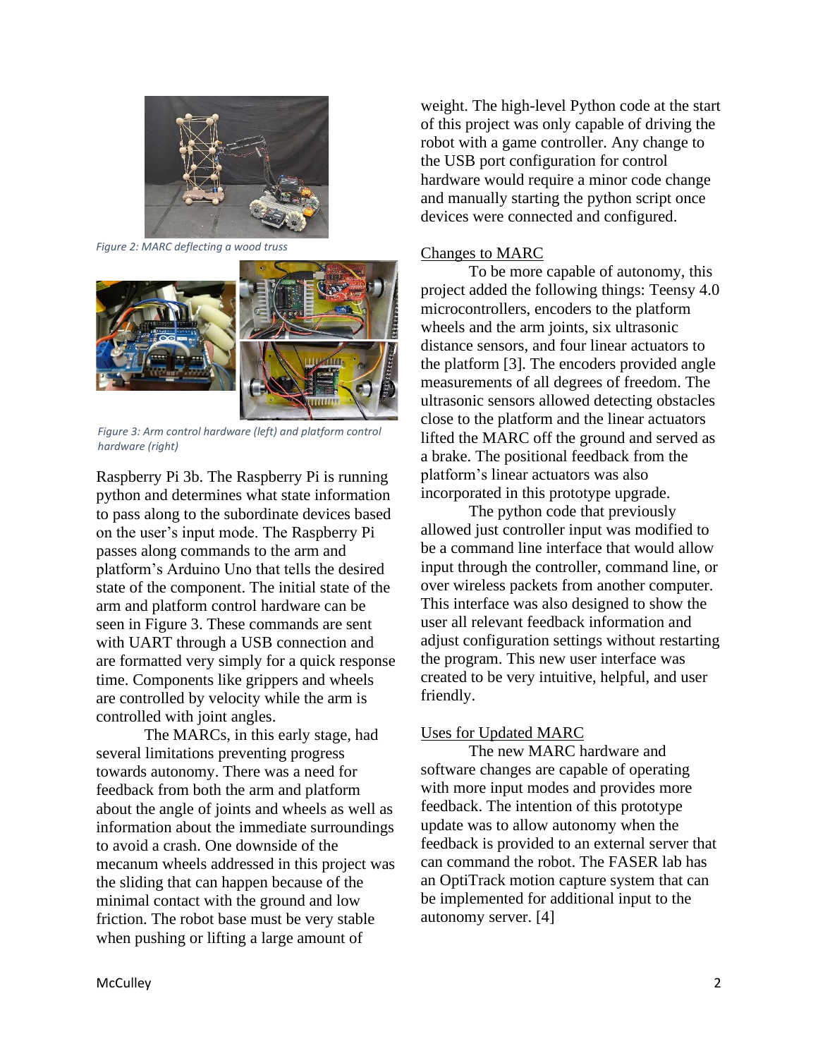*Figure 2: MARC deflecting a wood truss*

*Figure 3: Arm control hardware (left) and platform control hardware (right)*

Raspberry Pi 3b. The Raspberry Pi is running python and determines what state information to pass along to the subordinate devices based on the user's input mode. The Raspberry Pi passes along commands to the arm and platform's Arduino Uno that tells the desired state of the component. The initial state of the arm and platform control hardware can be seen in Figure 3. These commands are sent with UART through a USB connection and are formatted very simply for a quick response time. Components like grippers and wheels are controlled by velocity while the arm is controlled with joint angles.

The MARCs, in this early stage, had several limitations preventing progress towards autonomy. There was a need for feedback from both the arm and platform about the angle of joints and wheels as well as information about the immediate surroundings to avoid a crash. One downside of the mecanum wheels addressed in this project was the sliding that can happen because of the minimal contact with the ground and low friction. The robot base must be very stable when pushing or lifting a large amount of weight. The high-level Python code at the start of this project was only capable of driving the robot with a game controller. Any change to the USB port configuration for control hardware would require a minor code change and manually starting the python script once devices were connected and configured.

## Changes to MARC

To be more capable of autonomy, this project added the following things: Teensy 4.0 microcontrollers, encoders to the platform wheels and the arm joints, six ultrasonic distance sensors, and four linear actuators to the platform [3]. The encoders provided angle measurements of all degrees of freedom. The ultrasonic sensors allowed detecting obstacles close to the platform and the linear actuators lifted the MARC off the ground and served as a brake. The positional feedback from the platform's linear actuators was also incorporated in this prototype upgrade.

The python code that previously allowed just controller input was modified to be a command line interface that would allow input through the controller, command line, or over wireless packets from another computer. This interface was also designed to show the user all relevant feedback information and adjust configuration settings without restarting the program. This new user interface was created to be very intuitive, helpful, and user friendly.

## Uses for Updated MARC

The new MARC hardware and software changes are capable of operating with more input modes and provides more feedback. The intention of this prototype update was to allow autonomy when the feedback is provided to an external server that can command the robot. The FASER lab has an OptiTrack motion capture system that can be implemented for additional input to the autonomy server. [4]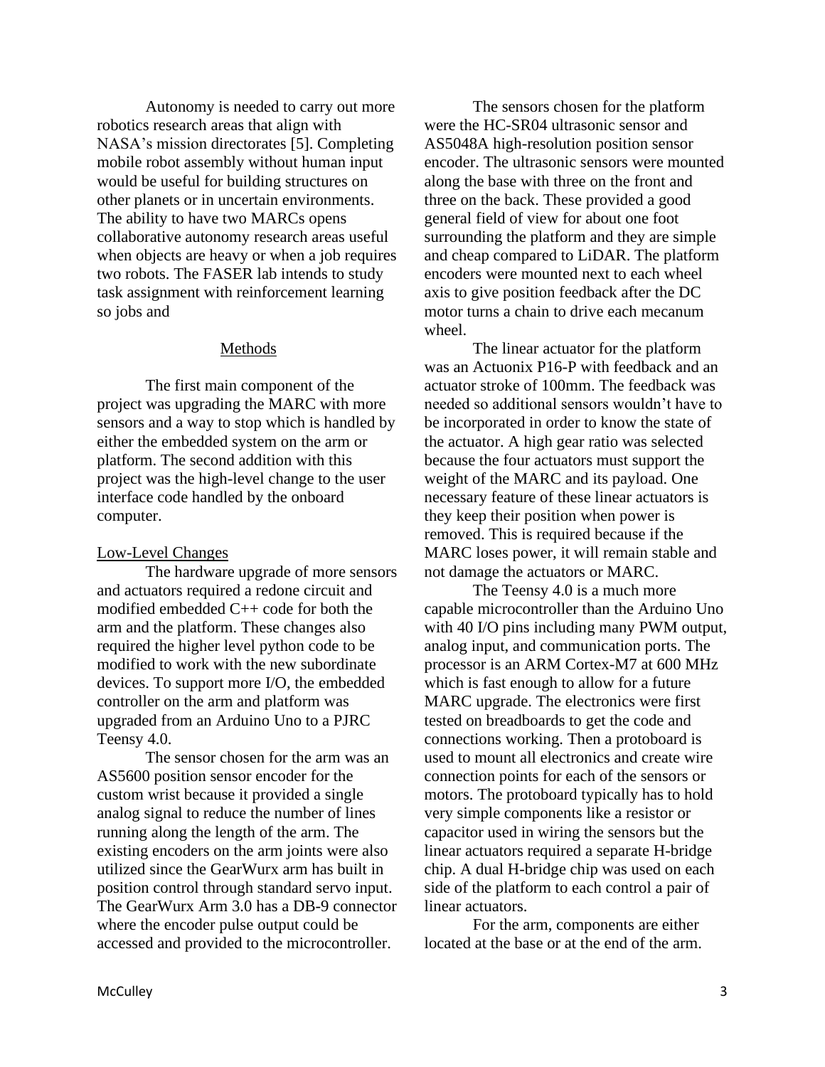Autonomy is needed to carry out more robotics research areas that align with NASA's mission directorates [5]. Completing mobile robot assembly without human input would be useful for building structures on other planets or in uncertain environments. The ability to have two MARCs opens collaborative autonomy research areas useful when objects are heavy or when a job requires two robots. The FASER lab intends to study task assignment with reinforcement learning so jobs and

## Methods

The first main component of the project was upgrading the MARC with more sensors and a way to stop which is handled by either the embedded system on the arm or platform. The second addition with this project was the high-level change to the user interface code handled by the onboard computer.

### Low-Level Changes

The hardware upgrade of more sensors and actuators required a redone circuit and modified embedded C++ code for both the arm and the platform. These changes also required the higher level python code to be modified to work with the new subordinate devices. To support more I/O, the embedded controller on the arm and platform was upgraded from an Arduino Uno to a PJRC Teensy 4.0.

The sensor chosen for the arm was an AS5600 position sensor encoder for the custom wrist because it provided a single analog signal to reduce the number of lines running along the length of the arm. The existing encoders on the arm joints were also utilized since the GearWurx arm has built in position control through standard servo input. The GearWurx Arm 3.0 has a DB-9 connector where the encoder pulse output could be accessed and provided to the microcontroller.

The sensors chosen for the platform were the HC-SR04 ultrasonic sensor and AS5048A high-resolution position sensor encoder. The ultrasonic sensors were mounted along the base with three on the front and three on the back. These provided a good general field of view for about one foot surrounding the platform and they are simple and cheap compared to LiDAR. The platform encoders were mounted next to each wheel axis to give position feedback after the DC motor turns a chain to drive each mecanum wheel.

The linear actuator for the platform was an Actuonix P16-P with feedback and an actuator stroke of 100mm. The feedback was needed so additional sensors wouldn't have to be incorporated in order to know the state of the actuator. A high gear ratio was selected because the four actuators must support the weight of the MARC and its payload. One necessary feature of these linear actuators is they keep their position when power is removed. This is required because if the MARC loses power, it will remain stable and not damage the actuators or MARC.

The Teensy 4.0 is a much more capable microcontroller than the Arduino Uno with 40 I/O pins including many PWM output, analog input, and communication ports. The processor is an ARM Cortex-M7 at 600 MHz which is fast enough to allow for a future MARC upgrade. The electronics were first tested on breadboards to get the code and connections working. Then a protoboard is used to mount all electronics and create wire connection points for each of the sensors or motors. The protoboard typically has to hold very simple components like a resistor or capacitor used in wiring the sensors but the linear actuators required a separate H-bridge chip. A dual H-bridge chip was used on each side of the platform to each control a pair of linear actuators.

For the arm, components are either located at the base or at the end of the arm.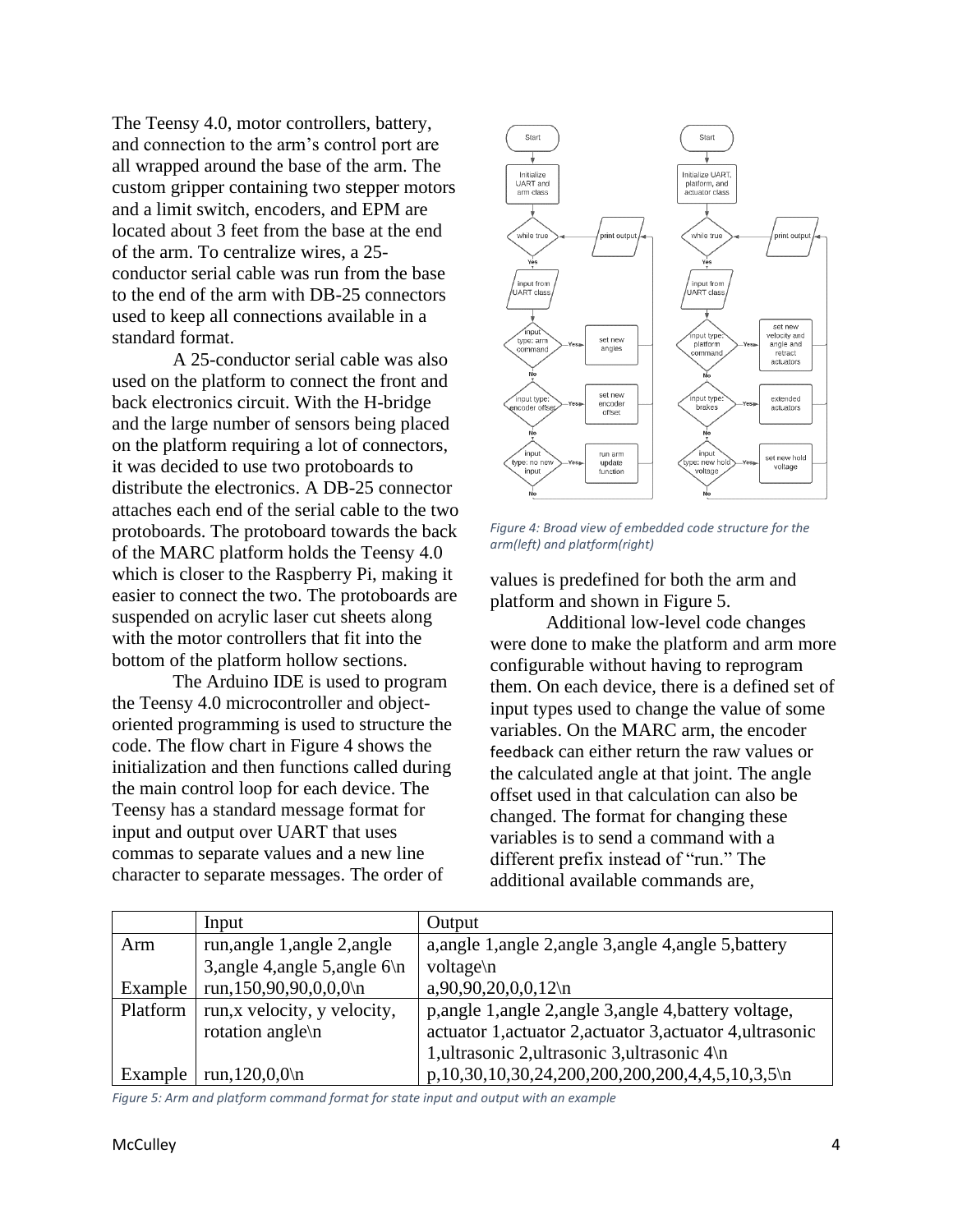The Teensy 4.0, motor controllers, battery, and connection to the arm's control port are all wrapped around the base of the arm. The custom gripper containing two stepper motors and a limit switch, encoders, and EPM are located about 3 feet from the base at the end of the arm. To centralize wires, a 25-conductor serial cable was run from the base to the end of the arm with DB-25 connectors used to keep all connections available in a standard format.

A 25-conductor serial cable was also used on the platform to connect the front and back electronics circuit. With the H-bridge and the large number of sensors being placed on the platform requiring a lot of connectors, it was decided to use two protoboards to distribute the electronics. A DB-25 connector attaches each end of the serial cable to the two protoboards. The protoboard towards the back of the MARC platform holds the Teensy 4.0 which is closer to the Raspberry Pi, making it easier to connect the two. The protoboards are suspended on acrylic laser cut sheets along with the motor controllers that fit into the bottom of the platform hollow sections.

The Arduino IDE is used to program the Teensy 4.0 microcontroller and object-oriented programming is used to structure the code. The flow chart in Figure 4 shows the initialization and then functions called during the main control loop for each device. The Teensy has a standard message format for input and output over UART that uses commas to separate values and a new line character to separate messages. The order of values is predefined for both the arm and platform and shown in Figure 5.

*Figure 4: Broad view of embedded code structure for the arm(left) and platform(right)*

Additional low-level code changes were done to make the platform and arm more configurable without having to reprogram them. On each device, there is a defined set of input types used to change the value of some variables. On the MARC arm, the encoder feedback can either return the raw values or the calculated angle at that joint. The angle offset used in that calculation can also be changed. The format for changing these variables is to send a command with a different prefix instead of "run." The additional available commands are,

| | Input | Output |
|---|---|---|
| Arm | run,angle 1,angle 2,angle 3,angle 4,angle 5,angle 6\n | a,angle 1,angle 2,angle 3,angle 4,angle 5,battery voltage\n |
| Example | run,150,90,90,0,0,0\n | a,90,90,20,0,0,12\n |
| Platform | run,x velocity, y velocity, rotation angle\n | p,angle 1,angle 2,angle 3,angle 4,battery voltage, actuator 1,actuator 2,actuator 3,actuator 4,ultrasonic 1,ultrasonic 2,ultrasonic 3,ultrasonic 4\n |
| Example | run,120,0,0\n | p,10,30,10,30,24,200,200,200,200,4,4,5,10,3,5\n |

*Figure 5: Arm and platform command format for state input and output with an example*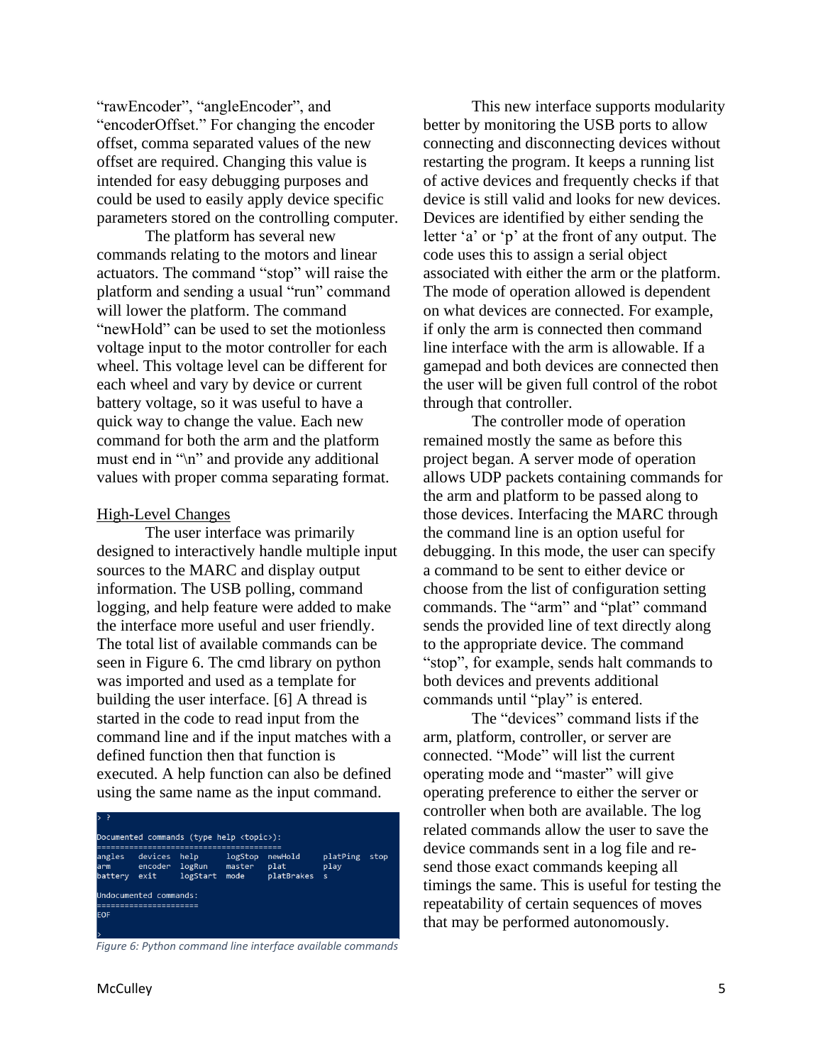"rawEncoder", "angleEncoder", and "encoderOffset." For changing the encoder offset, comma separated values of the new offset are required. Changing this value is intended for easy debugging purposes and could be used to easily apply device specific parameters stored on the controlling computer.

The platform has several new commands relating to the motors and linear actuators. The command "stop" will raise the platform and sending a usual "run" command will lower the platform. The command "newHold" can be used to set the motionless voltage input to the motor controller for each wheel. This voltage level can be different for each wheel and vary by device or current battery voltage, so it was useful to have a quick way to change the value. Each new command for both the arm and the platform must end in "\n" and provide any additional values with proper comma separating format.

## High-Level Changes

The user interface was primarily designed to interactively handle multiple input sources to the MARC and display output information. The USB polling, command logging, and help feature were added to make the interface more useful and user friendly. The total list of available commands can be seen in Figure 6. The cmd library on python was imported and used as a template for building the user interface. [6] A thread is started in the code to read input from the command line and if the input matches with a defined function then that function is executed. A help function can also be defined using the same name as the input command.

```
> ?

Documented commands (type help <topic>):
========================================
angles   devices  help      logStop  newHold     platPing  stop
arm      encoder  logRun    master   plat        play
battery  exit     logStart  mode     platBrakes  s

Undocumented commands:
======================
EOF

>
```

*Figure 6: Python command line interface available commands*

This new interface supports modularity better by monitoring the USB ports to allow connecting and disconnecting devices without restarting the program. It keeps a running list of active devices and frequently checks if that device is still valid and looks for new devices. Devices are identified by either sending the letter 'a' or 'p' at the front of any output. The code uses this to assign a serial object associated with either the arm or the platform. The mode of operation allowed is dependent on what devices are connected. For example, if only the arm is connected then command line interface with the arm is allowable. If a gamepad and both devices are connected then the user will be given full control of the robot through that controller.

The controller mode of operation remained mostly the same as before this project began. A server mode of operation allows UDP packets containing commands for the arm and platform to be passed along to those devices. Interfacing the MARC through the command line is an option useful for debugging. In this mode, the user can specify a command to be sent to either device or choose from the list of configuration setting commands. The "arm" and "plat" command sends the provided line of text directly along to the appropriate device. The command "stop", for example, sends halt commands to both devices and prevents additional commands until "play" is entered.

The "devices" command lists if the arm, platform, controller, or server are connected. "Mode" will list the current operating mode and "master" will give operating preference to either the server or controller when both are available. The log related commands allow the user to save the device commands sent in a log file and re-send those exact commands keeping all timings the same. This is useful for testing the repeatability of certain sequences of moves that may be performed autonomously.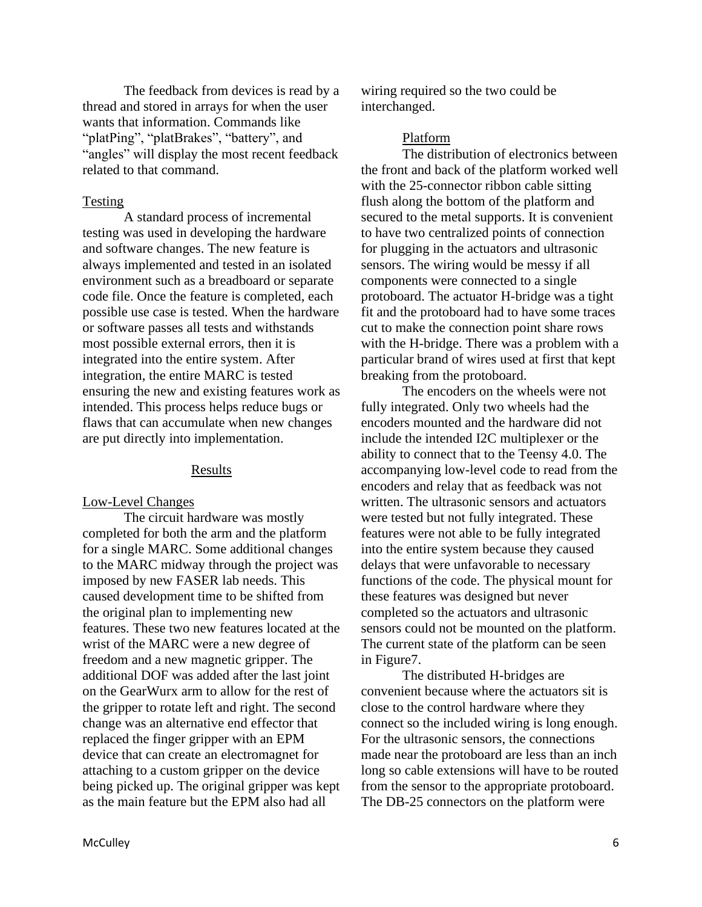The feedback from devices is read by a thread and stored in arrays for when the user wants that information. Commands like "platPing", "platBrakes", "battery", and "angles" will display the most recent feedback related to that command.

### Testing

A standard process of incremental testing was used in developing the hardware and software changes. The new feature is always implemented and tested in an isolated environment such as a breadboard or separate code file. Once the feature is completed, each possible use case is tested. When the hardware or software passes all tests and withstands most possible external errors, then it is integrated into the entire system. After integration, the entire MARC is tested ensuring the new and existing features work as intended. This process helps reduce bugs or flaws that can accumulate when new changes are put directly into implementation.

## Results

### Low-Level Changes

The circuit hardware was mostly completed for both the arm and the platform for a single MARC. Some additional changes to the MARC midway through the project was imposed by new FASER lab needs. This caused development time to be shifted from the original plan to implementing new features. These two new features located at the wrist of the MARC were a new degree of freedom and a new magnetic gripper. The additional DOF was added after the last joint on the GearWurx arm to allow for the rest of the gripper to rotate left and right. The second change was an alternative end effector that replaced the finger gripper with an EPM device that can create an electromagnet for attaching to a custom gripper on the device being picked up. The original gripper was kept as the main feature but the EPM also had all wiring required so the two could be interchanged.

### Platform

The distribution of electronics between the front and back of the platform worked well with the 25-connector ribbon cable sitting flush along the bottom of the platform and secured to the metal supports. It is convenient to have two centralized points of connection for plugging in the actuators and ultrasonic sensors. The wiring would be messy if all components were connected to a single protoboard. The actuator H-bridge was a tight fit and the protoboard had to have some traces cut to make the connection point share rows with the H-bridge. There was a problem with a particular brand of wires used at first that kept breaking from the protoboard.

The encoders on the wheels were not fully integrated. Only two wheels had the encoders mounted and the hardware did not include the intended I2C multiplexer or the ability to connect that to the Teensy 4.0. The accompanying low-level code to read from the encoders and relay that as feedback was not written. The ultrasonic sensors and actuators were tested but not fully integrated. These features were not able to be fully integrated into the entire system because they caused delays that were unfavorable to necessary functions of the code. The physical mount for these features was designed but never completed so the actuators and ultrasonic sensors could not be mounted on the platform. The current state of the platform can be seen in Figure7.

The distributed H-bridges are convenient because where the actuators sit is close to the control hardware where they connect so the included wiring is long enough. For the ultrasonic sensors, the connections made near the protoboard are less than an inch long so cable extensions will have to be routed from the sensor to the appropriate protoboard. The DB-25 connectors on the platform were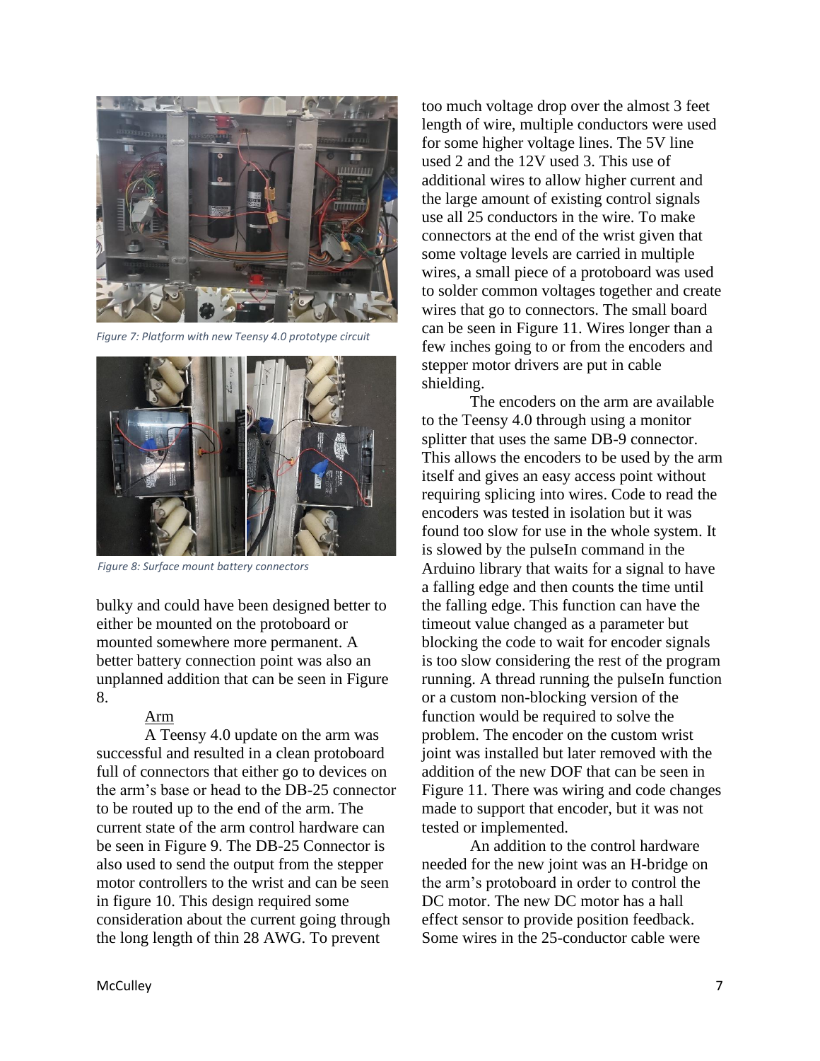Figure 7: Platform with new Teensy 4.0 prototype circuit

Figure 8: Surface mount battery connectors

bulky and could have been designed better to either be mounted on the protoboard or mounted somewhere more permanent. A better battery connection point was also an unplanned addition that can be seen in Figure 8.

Arm

A Teensy 4.0 update on the arm was successful and resulted in a clean protoboard full of connectors that either go to devices on the arm's base or head to the DB-25 connector to be routed up to the end of the arm. The current state of the arm control hardware can be seen in Figure 9. The DB-25 Connector is also used to send the output from the stepper motor controllers to the wrist and can be seen in figure 10. This design required some consideration about the current going through the long length of thin 28 AWG. To prevent too much voltage drop over the almost 3 feet length of wire, multiple conductors were used for some higher voltage lines. The 5V line used 2 and the 12V used 3. This use of additional wires to allow higher current and the large amount of existing control signals use all 25 conductors in the wire. To make connectors at the end of the wrist given that some voltage levels are carried in multiple wires, a small piece of a protoboard was used to solder common voltages together and create wires that go to connectors. The small board can be seen in Figure 11. Wires longer than a few inches going to or from the encoders and stepper motor drivers are put in cable shielding.

The encoders on the arm are available to the Teensy 4.0 through using a monitor splitter that uses the same DB-9 connector. This allows the encoders to be used by the arm itself and gives an easy access point without requiring splicing into wires. Code to read the encoders was tested in isolation but it was found too slow for use in the whole system. It is slowed by the pulseIn command in the Arduino library that waits for a signal to have a falling edge and then counts the time until the falling edge. This function can have the timeout value changed as a parameter but blocking the code to wait for encoder signals is too slow considering the rest of the program running. A thread running the pulseIn function or a custom non-blocking version of the function would be required to solve the problem. The encoder on the custom wrist joint was installed but later removed with the addition of the new DOF that can be seen in Figure 11. There was wiring and code changes made to support that encoder, but it was not tested or implemented.

An addition to the control hardware needed for the new joint was an H-bridge on the arm's protoboard in order to control the DC motor. The new DC motor has a hall effect sensor to provide position feedback. Some wires in the 25-conductor cable were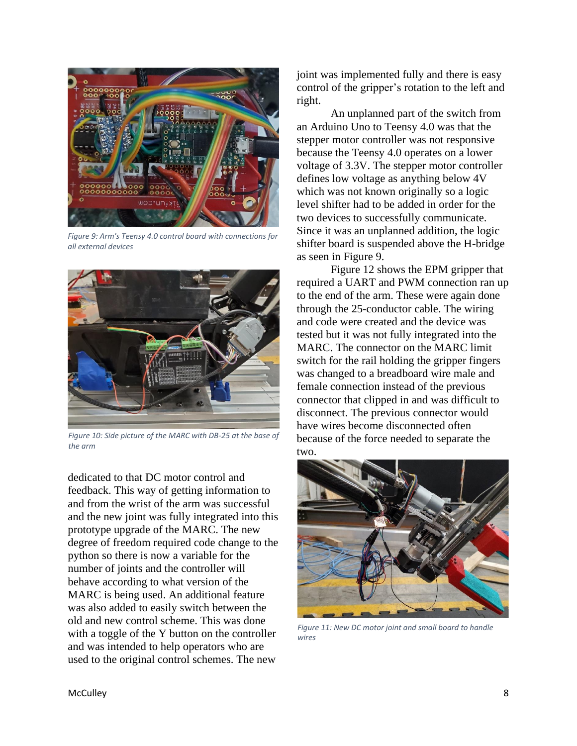Figure 9: Arm's Teensy 4.0 control board with connections for all external devices

Figure 10: Side picture of the MARC with DB-25 at the base of the arm

dedicated to that DC motor control and feedback. This way of getting information to and from the wrist of the arm was successful and the new joint was fully integrated into this prototype upgrade of the MARC. The new degree of freedom required code change to the python so there is now a variable for the number of joints and the controller will behave according to what version of the MARC is being used. An additional feature was also added to easily switch between the old and new control scheme. This was done with a toggle of the Y button on the controller and was intended to help operators who are used to the original control schemes. The new joint was implemented fully and there is easy control of the gripper's rotation to the left and right.

An unplanned part of the switch from an Arduino Uno to Teensy 4.0 was that the stepper motor controller was not responsive because the Teensy 4.0 operates on a lower voltage of 3.3V. The stepper motor controller defines low voltage as anything below 4V which was not known originally so a logic level shifter had to be added in order for the two devices to successfully communicate. Since it was an unplanned addition, the logic shifter board is suspended above the H-bridge as seen in Figure 9.

Figure 12 shows the EPM gripper that required a UART and PWM connection ran up to the end of the arm. These were again done through the 25-conductor cable. The wiring and code were created and the device was tested but it was not fully integrated into the MARC. The connector on the MARC limit switch for the rail holding the gripper fingers was changed to a breadboard wire male and female connection instead of the previous connector that clipped in and was difficult to disconnect. The previous connector would have wires become disconnected often because of the force needed to separate the two.

Figure 11: New DC motor joint and small board to handle wires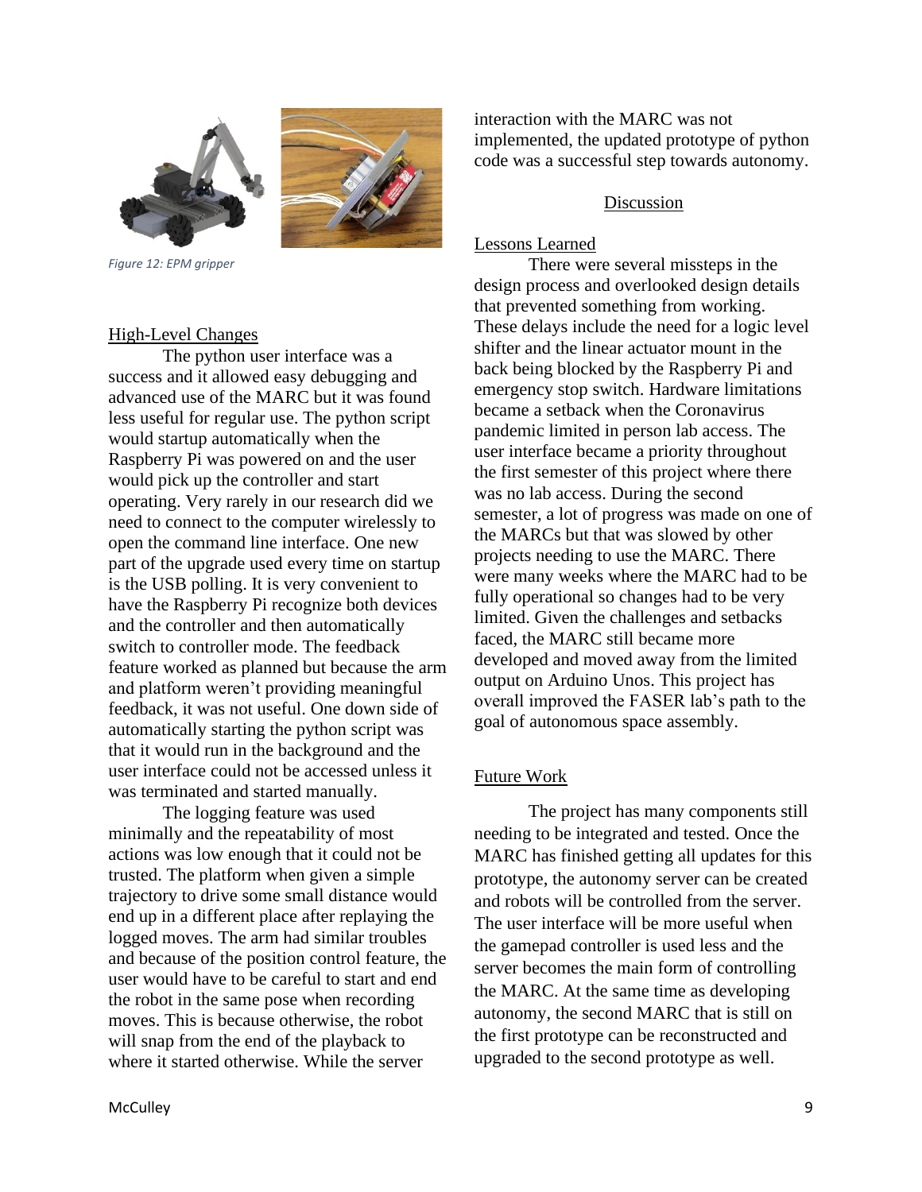*Figure 12: EPM gripper*

### High-Level Changes

The python user interface was a success and it allowed easy debugging and advanced use of the MARC but it was found less useful for regular use. The python script would startup automatically when the Raspberry Pi was powered on and the user would pick up the controller and start operating. Very rarely in our research did we need to connect to the computer wirelessly to open the command line interface. One new part of the upgrade used every time on startup is the USB polling. It is very convenient to have the Raspberry Pi recognize both devices and the controller and then automatically switch to controller mode. The feedback feature worked as planned but because the arm and platform weren't providing meaningful feedback, it was not useful. One down side of automatically starting the python script was that it would run in the background and the user interface could not be accessed unless it was terminated and started manually.

The logging feature was used minimally and the repeatability of most actions was low enough that it could not be trusted. The platform when given a simple trajectory to drive some small distance would end up in a different place after replaying the logged moves. The arm had similar troubles and because of the position control feature, the user would have to be careful to start and end the robot in the same pose when recording moves. This is because otherwise, the robot will snap from the end of the playback to where it started otherwise. While the server interaction with the MARC was not implemented, the updated prototype of python code was a successful step towards autonomy.

## Discussion

### Lessons Learned

There were several missteps in the design process and overlooked design details that prevented something from working. These delays include the need for a logic level shifter and the linear actuator mount in the back being blocked by the Raspberry Pi and emergency stop switch. Hardware limitations became a setback when the Coronavirus pandemic limited in person lab access. The user interface became a priority throughout the first semester of this project where there was no lab access. During the second semester, a lot of progress was made on one of the MARCs but that was slowed by other projects needing to use the MARC. There were many weeks where the MARC had to be fully operational so changes had to be very limited. Given the challenges and setbacks faced, the MARC still became more developed and moved away from the limited output on Arduino Unos. This project has overall improved the FASER lab's path to the goal of autonomous space assembly.

### Future Work

The project has many components still needing to be integrated and tested. Once the MARC has finished getting all updates for this prototype, the autonomy server can be created and robots will be controlled from the server. The user interface will be more useful when the gamepad controller is used less and the server becomes the main form of controlling the MARC. At the same time as developing autonomy, the second MARC that is still on the first prototype can be reconstructed and upgraded to the second prototype as well.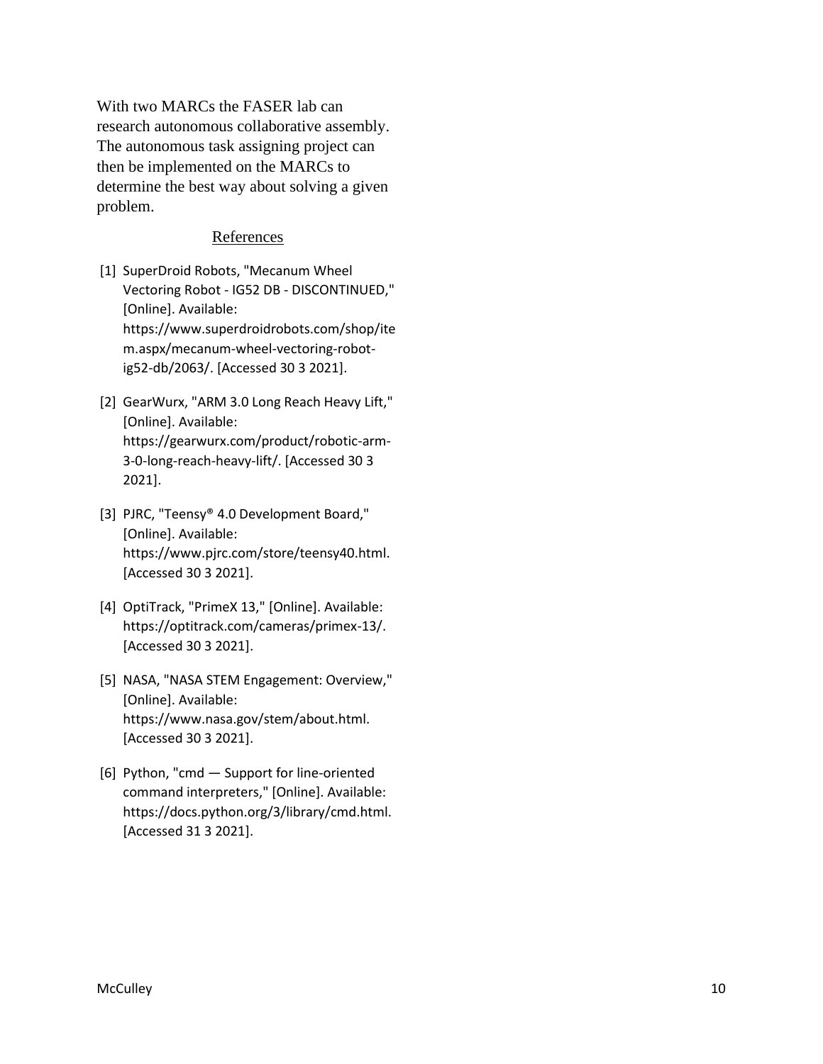With two MARCs the FASER lab can research autonomous collaborative assembly. The autonomous task assigning project can then be implemented on the MARCs to determine the best way about solving a given problem.

## References

[1] SuperDroid Robots, "Mecanum Wheel Vectoring Robot - IG52 DB - DISCONTINUED," [Online]. Available: https://www.superdroidrobots.com/shop/item.aspx/mecanum-wheel-vectoring-robot-ig52-db/2063/. [Accessed 30 3 2021].

[2] GearWurx, "ARM 3.0 Long Reach Heavy Lift," [Online]. Available: https://gearwurx.com/product/robotic-arm-3-0-long-reach-heavy-lift/. [Accessed 30 3 2021].

[3] PJRC, "Teensy® 4.0 Development Board," [Online]. Available: https://www.pjrc.com/store/teensy40.html. [Accessed 30 3 2021].

[4] OptiTrack, "PrimeX 13," [Online]. Available: https://optitrack.com/cameras/primex-13/. [Accessed 30 3 2021].

[5] NASA, "NASA STEM Engagement: Overview," [Online]. Available: https://www.nasa.gov/stem/about.html. [Accessed 30 3 2021].

[6] Python, "cmd — Support for line-oriented command interpreters," [Online]. Available: https://docs.python.org/3/library/cmd.html. [Accessed 31 3 2021].